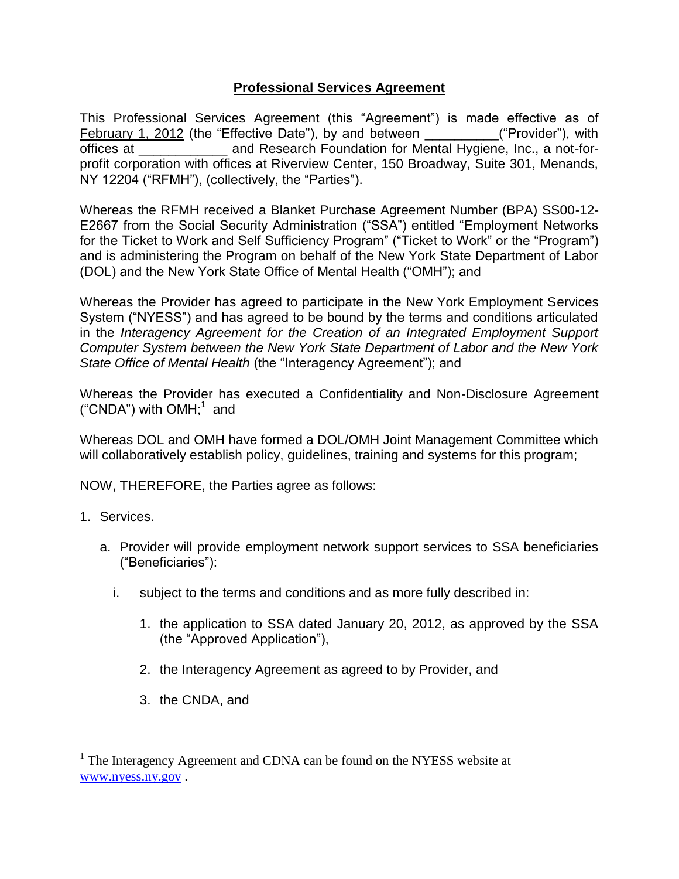# **Professional Services Agreement**

This Professional Services Agreement (this "Agreement") is made effective as of February 1, 2012 (the "Effective Date"), by and between __________("Provider"), with offices at ____________ and Research Foundation for Mental Hygiene, Inc., a not-for-profit corporation with offices at Riverview Center, 150 Broadway, Suite 301, Menands, NY 12204 ("RFMH"), (collectively, the "Parties").

Whereas the RFMH received a Blanket Purchase Agreement Number (BPA) SS00-12-E2667 from the Social Security Administration ("SSA") entitled "Employment Networks for the Ticket to Work and Self Sufficiency Program" ("Ticket to Work" or the "Program") and is administering the Program on behalf of the New York State Department of Labor (DOL) and the New York State Office of Mental Health ("OMH"); and

Whereas the Provider has agreed to participate in the New York Employment Services System ("NYESS") and has agreed to be bound by the terms and conditions articulated in the *Interagency Agreement for the Creation of an Integrated Employment Support Computer System between the New York State Department of Labor and the New York State Office of Mental Health* (the "Interagency Agreement"); and

Whereas the Provider has executed a Confidentiality and Non-Disclosure Agreement ("CNDA") with OMH;[1] and

Whereas DOL and OMH have formed a DOL/OMH Joint Management Committee which will collaboratively establish policy, guidelines, training and systems for this program;

NOW, THEREFORE, the Parties agree as follows:

1. Services.

   a. Provider will provide employment network support services to SSA beneficiaries ("Beneficiaries"):

      i. subject to the terms and conditions and as more fully described in:

         1. the application to SSA dated January 20, 2012, as approved by the SSA (the "Approved Application"),

         2. the Interagency Agreement as agreed to by Provider, and

         3. the CNDA, and

[1] The Interagency Agreement and CDNA can be found on the NYESS website at www.nyess.ny.gov .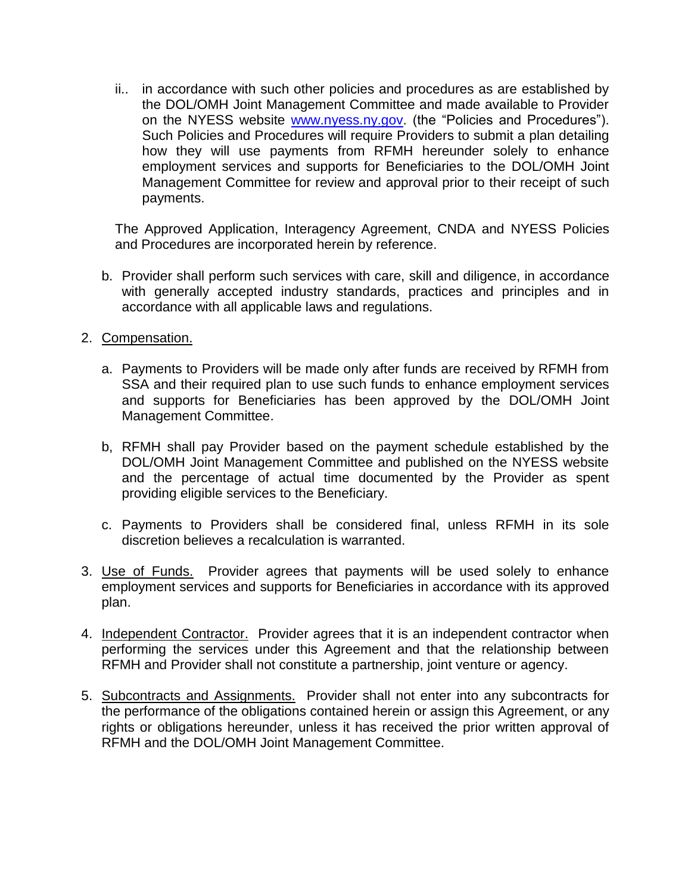ii.. in accordance with such other policies and procedures as are established by the DOL/OMH Joint Management Committee and made available to Provider on the NYESS website [www.nyess.ny.gov](http://www.nyess.ny.gov). (the "Policies and Procedures"). Such Policies and Procedures will require Providers to submit a plan detailing how they will use payments from RFMH hereunder solely to enhance employment services and supports for Beneficiaries to the DOL/OMH Joint Management Committee for review and approval prior to their receipt of such payments.

The Approved Application, Interagency Agreement, CNDA and NYESS Policies and Procedures are incorporated herein by reference.

b. Provider shall perform such services with care, skill and diligence, in accordance with generally accepted industry standards, practices and principles and in accordance with all applicable laws and regulations.

2. <u>Compensation.</u>

   a. Payments to Providers will be made only after funds are received by RFMH from SSA and their required plan to use such funds to enhance employment services and supports for Beneficiaries has been approved by the DOL/OMH Joint Management Committee.

   b, RFMH shall pay Provider based on the payment schedule established by the DOL/OMH Joint Management Committee and published on the NYESS website and the percentage of actual time documented by the Provider as spent providing eligible services to the Beneficiary.

   c. Payments to Providers shall be considered final, unless RFMH in its sole discretion believes a recalculation is warranted.

3. <u>Use of Funds.</u> Provider agrees that payments will be used solely to enhance employment services and supports for Beneficiaries in accordance with its approved plan.

4. <u>Independent Contractor.</u> Provider agrees that it is an independent contractor when performing the services under this Agreement and that the relationship between RFMH and Provider shall not constitute a partnership, joint venture or agency.

5. <u>Subcontracts and Assignments.</u> Provider shall not enter into any subcontracts for the performance of the obligations contained herein or assign this Agreement, or any rights or obligations hereunder, unless it has received the prior written approval of RFMH and the DOL/OMH Joint Management Committee.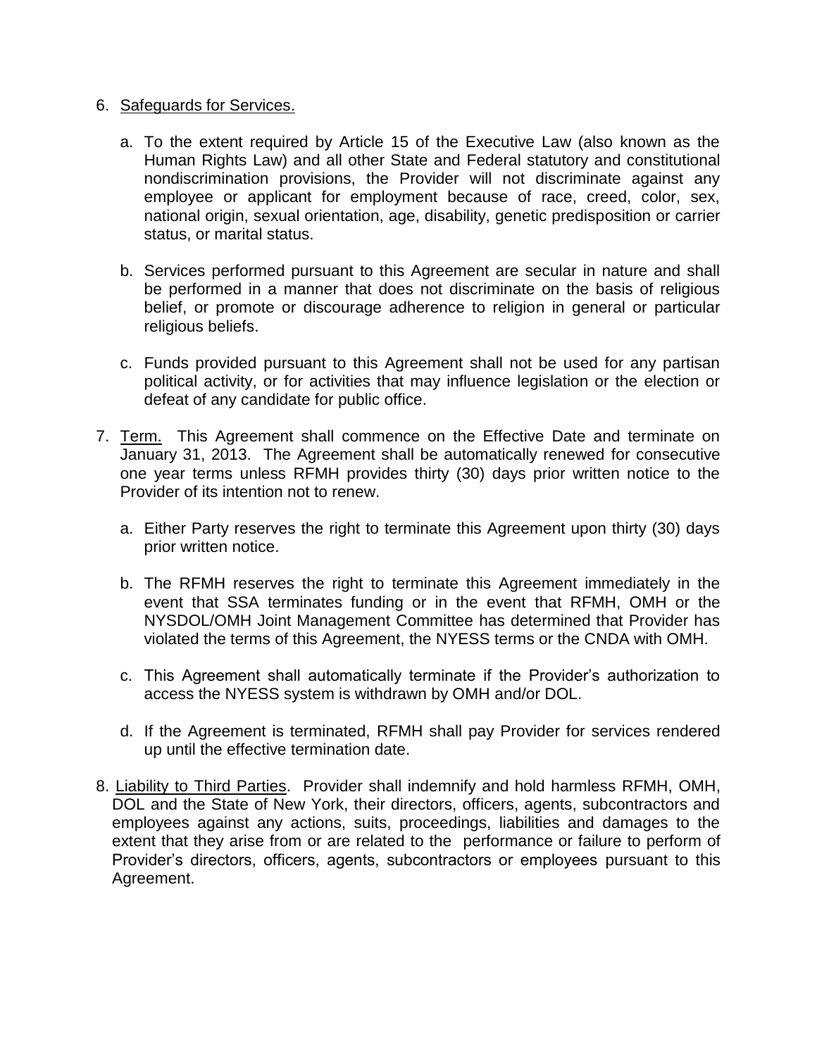6. Safeguards for Services.

   a. To the extent required by Article 15 of the Executive Law (also known as the Human Rights Law) and all other State and Federal statutory and constitutional nondiscrimination provisions, the Provider will not discriminate against any employee or applicant for employment because of race, creed, color, sex, national origin, sexual orientation, age, disability, genetic predisposition or carrier status, or marital status.

   b. Services performed pursuant to this Agreement are secular in nature and shall be performed in a manner that does not discriminate on the basis of religious belief, or promote or discourage adherence to religion in general or particular religious beliefs.

   c. Funds provided pursuant to this Agreement shall not be used for any partisan political activity, or for activities that may influence legislation or the election or defeat of any candidate for public office.

7. Term. This Agreement shall commence on the Effective Date and terminate on January 31, 2013. The Agreement shall be automatically renewed for consecutive one year terms unless RFMH provides thirty (30) days prior written notice to the Provider of its intention not to renew.

   a. Either Party reserves the right to terminate this Agreement upon thirty (30) days prior written notice.

   b. The RFMH reserves the right to terminate this Agreement immediately in the event that SSA terminates funding or in the event that RFMH, OMH or the NYSDOL/OMH Joint Management Committee has determined that Provider has violated the terms of this Agreement, the NYESS terms or the CNDA with OMH.

   c. This Agreement shall automatically terminate if the Provider's authorization to access the NYESS system is withdrawn by OMH and/or DOL.

   d. If the Agreement is terminated, RFMH shall pay Provider for services rendered up until the effective termination date.

8. Liability to Third Parties. Provider shall indemnify and hold harmless RFMH, OMH, DOL and the State of New York, their directors, officers, agents, subcontractors and employees against any actions, suits, proceedings, liabilities and damages to the extent that they arise from or are related to the performance or failure to perform of Provider's directors, officers, agents, subcontractors or employees pursuant to this Agreement.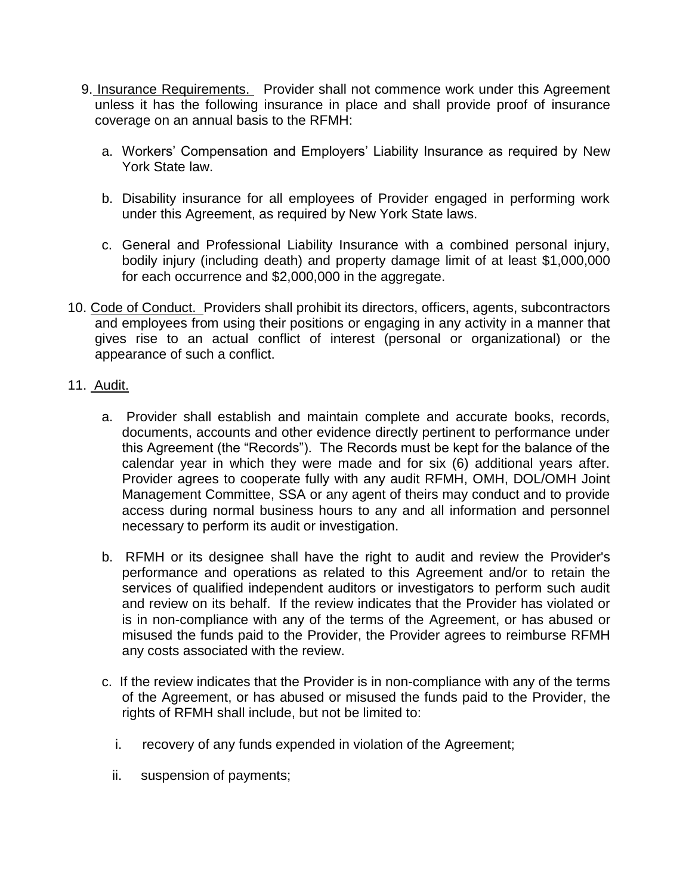9. <u>Insurance Requirements.</u> Provider shall not commence work under this Agreement unless it has the following insurance in place and shall provide proof of insurance coverage on an annual basis to the RFMH:

   a. Workers' Compensation and Employers' Liability Insurance as required by New York State law.

   b. Disability insurance for all employees of Provider engaged in performing work under this Agreement, as required by New York State laws.

   c. General and Professional Liability Insurance with a combined personal injury, bodily injury (including death) and property damage limit of at least $1,000,000 for each occurrence and $2,000,000 in the aggregate.

10. <u>Code of Conduct.</u> Providers shall prohibit its directors, officers, agents, subcontractors and employees from using their positions or engaging in any activity in a manner that gives rise to an actual conflict of interest (personal or organizational) or the appearance of such a conflict.

11. <u>Audit.</u>

    a. Provider shall establish and maintain complete and accurate books, records, documents, accounts and other evidence directly pertinent to performance under this Agreement (the "Records"). The Records must be kept for the balance of the calendar year in which they were made and for six (6) additional years after. Provider agrees to cooperate fully with any audit RFMH, OMH, DOL/OMH Joint Management Committee, SSA or any agent of theirs may conduct and to provide access during normal business hours to any and all information and personnel necessary to perform its audit or investigation.

    b. RFMH or its designee shall have the right to audit and review the Provider's performance and operations as related to this Agreement and/or to retain the services of qualified independent auditors or investigators to perform such audit and review on its behalf. If the review indicates that the Provider has violated or is in non-compliance with any of the terms of the Agreement, or has abused or misused the funds paid to the Provider, the Provider agrees to reimburse RFMH any costs associated with the review.

    c. If the review indicates that the Provider is in non-compliance with any of the terms of the Agreement, or has abused or misused the funds paid to the Provider, the rights of RFMH shall include, but not be limited to:

       i. recovery of any funds expended in violation of the Agreement;

       ii. suspension of payments;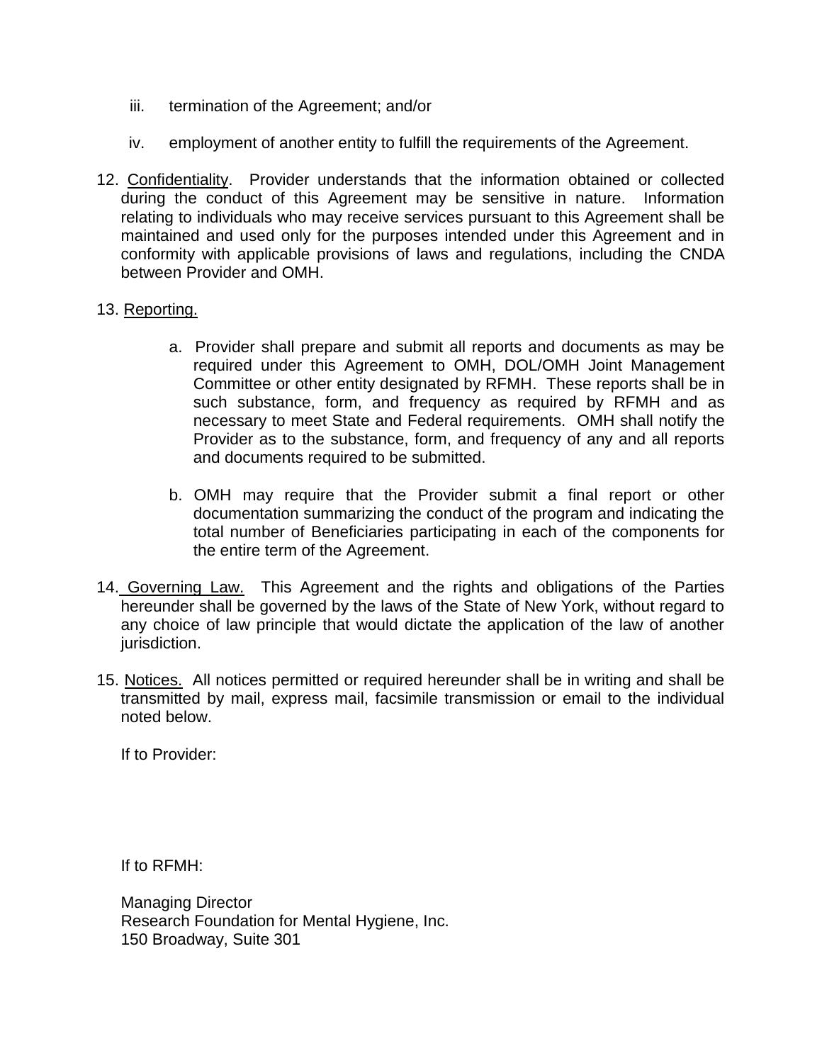iii. termination of the Agreement; and/or

iv. employment of another entity to fulfill the requirements of the Agreement.

12. Confidentiality. Provider understands that the information obtained or collected during the conduct of this Agreement may be sensitive in nature. Information relating to individuals who may receive services pursuant to this Agreement shall be maintained and used only for the purposes intended under this Agreement and in conformity with applicable provisions of laws and regulations, including the CNDA between Provider and OMH.

13. Reporting.

    a. Provider shall prepare and submit all reports and documents as may be required under this Agreement to OMH, DOL/OMH Joint Management Committee or other entity designated by RFMH. These reports shall be in such substance, form, and frequency as required by RFMH and as necessary to meet State and Federal requirements. OMH shall notify the Provider as to the substance, form, and frequency of any and all reports and documents required to be submitted.

    b. OMH may require that the Provider submit a final report or other documentation summarizing the conduct of the program and indicating the total number of Beneficiaries participating in each of the components for the entire term of the Agreement.

14. Governing Law. This Agreement and the rights and obligations of the Parties hereunder shall be governed by the laws of the State of New York, without regard to any choice of law principle that would dictate the application of the law of another jurisdiction.

15. Notices. All notices permitted or required hereunder shall be in writing and shall be transmitted by mail, express mail, facsimile transmission or email to the individual noted below.

    If to Provider:

    If to RFMH:

    Managing Director
    Research Foundation for Mental Hygiene, Inc.
    150 Broadway, Suite 301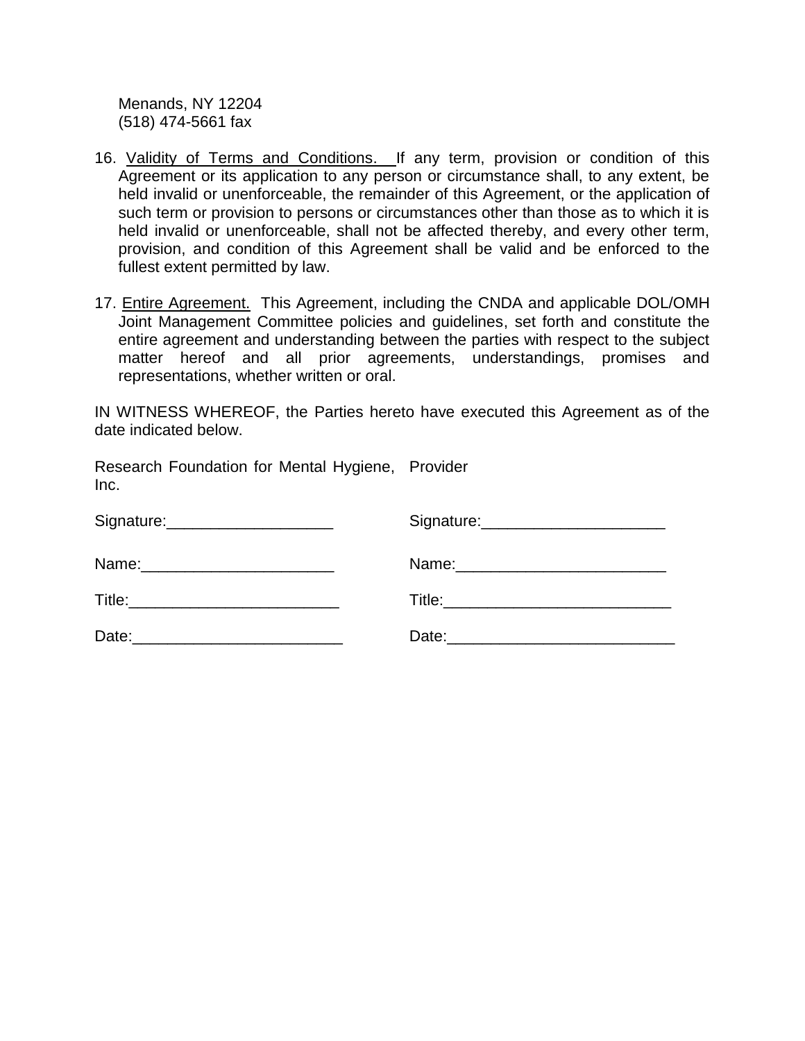Menands, NY 12204
(518) 474-5661 fax

16. Validity of Terms and Conditions. If any term, provision or condition of this Agreement or its application to any person or circumstance shall, to any extent, be held invalid or unenforceable, the remainder of this Agreement, or the application of such term or provision to persons or circumstances other than those as to which it is held invalid or unenforceable, shall not be affected thereby, and every other term, provision, and condition of this Agreement shall be valid and be enforced to the fullest extent permitted by law.

17. Entire Agreement. This Agreement, including the CNDA and applicable DOL/OMH Joint Management Committee policies and guidelines, set forth and constitute the entire agreement and understanding between the parties with respect to the subject matter hereof and all prior agreements, understandings, promises and representations, whether written or oral.

IN WITNESS WHEREOF, the Parties hereto have executed this Agreement as of the date indicated below.

| | |
|---|---|
| Research Foundation for Mental Hygiene, Inc. | Provider |
| Signature:___________________ | Signature:_____________________ |
| Name:______________________ | Name:________________________ |
| Title:________________________ | Title:__________________________ |
| Date:________________________ | Date:__________________________ |